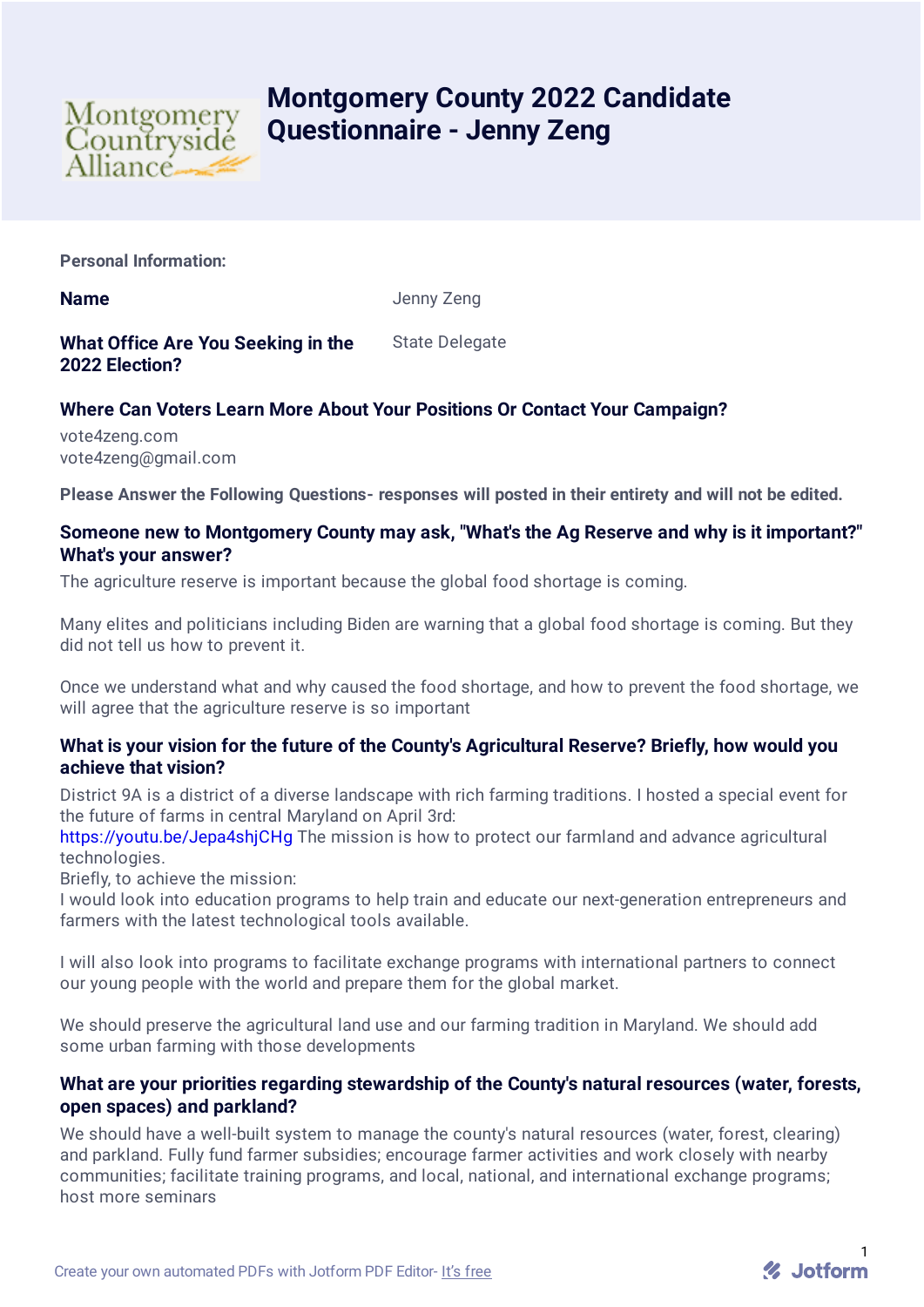# Montgomery County 2022 Candidate Questionnaire - Jenny Zeng

**Personal Information:**

**Name** Jenny Zeng

**What Office Are You Seeking in the 2022 Election?** State Delegate

**Where Can Voters Learn More About Your Positions Or Contact Your Campaign?**

vote4zeng.com
vote4zeng@gmail.com

**Please Answer the Following Questions- responses will posted in their entirety and will not be edited.**

**Someone new to Montgomery County may ask, "What's the Ag Reserve and why is it important?" What's your answer?**

The agriculture reserve is important because the global food shortage is coming.

Many elites and politicians including Biden are warning that a global food shortage is coming. But they did not tell us how to prevent it.

Once we understand what and why caused the food shortage, and how to prevent the food shortage, we will agree that the agriculture reserve is so important

**What is your vision for the future of the County's Agricultural Reserve? Briefly, how would you achieve that vision?**

District 9A is a district of a diverse landscape with rich farming traditions. I hosted a special event for the future of farms in central Maryland on April 3rd:
https://youtu.be/Jepa4shjCHg The mission is how to protect our farmland and advance agricultural technologies.
Briefly, to achieve the mission:
I would look into education programs to help train and educate our next-generation entrepreneurs and farmers with the latest technological tools available.

I will also look into programs to facilitate exchange programs with international partners to connect our young people with the world and prepare them for the global market.

We should preserve the agricultural land use and our farming tradition in Maryland. We should add some urban farming with those developments

**What are your priorities regarding stewardship of the County's natural resources (water, forests, open spaces) and parkland?**

We should have a well-built system to manage the county's natural resources (water, forest, clearing) and parkland. Fully fund farmer subsidies; encourage farmer activities and work closely with nearby communities; facilitate training programs, and local, national, and international exchange programs; host more seminars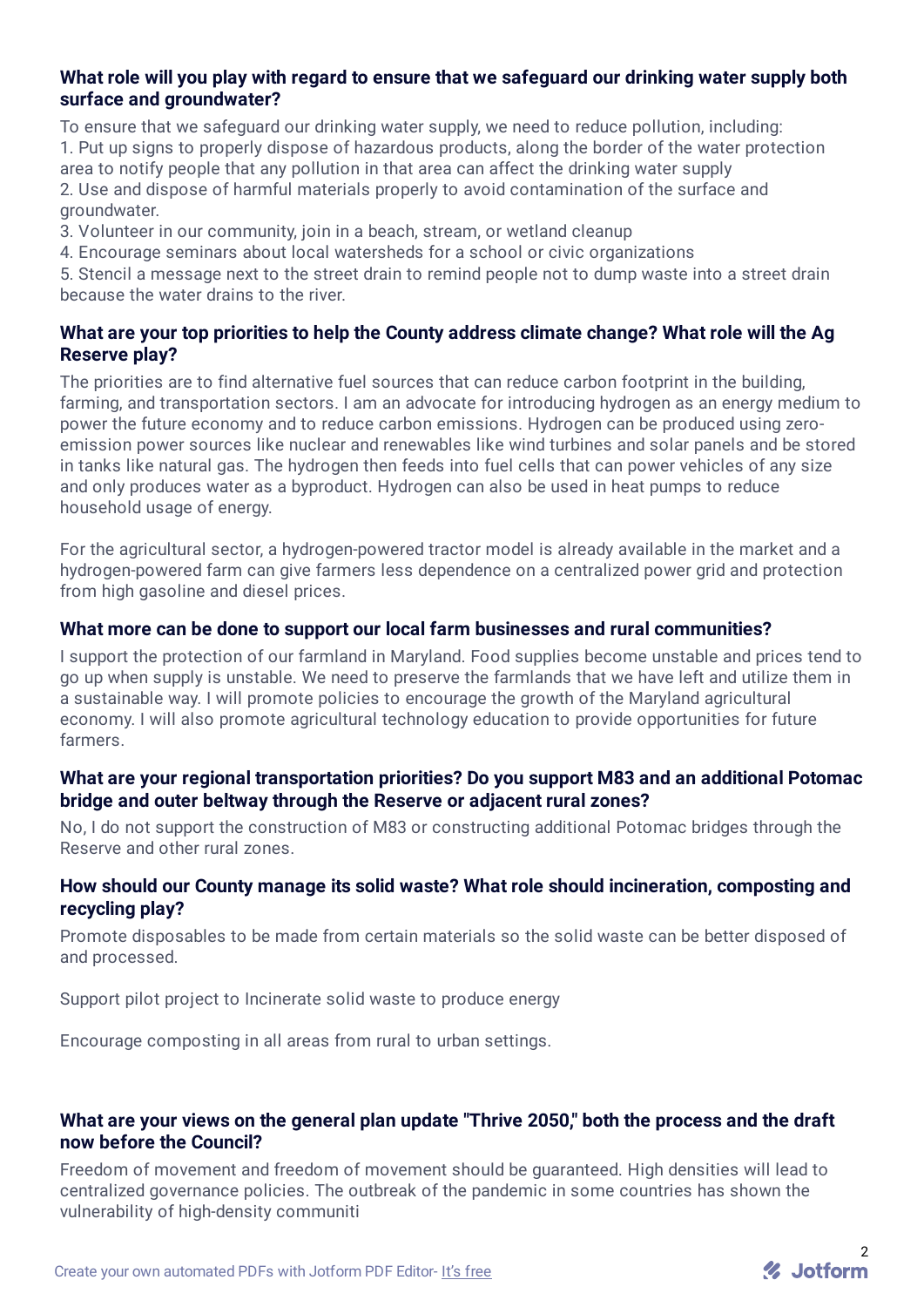**What role will you play with regard to ensure that we safeguard our drinking water supply both surface and groundwater?**

To ensure that we safeguard our drinking water supply, we need to reduce pollution, including:
1. Put up signs to properly dispose of hazardous products, along the border of the water protection area to notify people that any pollution in that area can affect the drinking water supply
2. Use and dispose of harmful materials properly to avoid contamination of the surface and groundwater.
3. Volunteer in our community, join in a beach, stream, or wetland cleanup
4. Encourage seminars about local watersheds for a school or civic organizations
5. Stencil a message next to the street drain to remind people not to dump waste into a street drain because the water drains to the river.

**What are your top priorities to help the County address climate change? What role will the Ag Reserve play?**

The priorities are to find alternative fuel sources that can reduce carbon footprint in the building, farming, and transportation sectors. I am an advocate for introducing hydrogen as an energy medium to power the future economy and to reduce carbon emissions. Hydrogen can be produced using zero-emission power sources like nuclear and renewables like wind turbines and solar panels and be stored in tanks like natural gas. The hydrogen then feeds into fuel cells that can power vehicles of any size and only produces water as a byproduct. Hydrogen can also be used in heat pumps to reduce household usage of energy.

For the agricultural sector, a hydrogen-powered tractor model is already available in the market and a hydrogen-powered farm can give farmers less dependence on a centralized power grid and protection from high gasoline and diesel prices.

**What more can be done to support our local farm businesses and rural communities?**

I support the protection of our farmland in Maryland. Food supplies become unstable and prices tend to go up when supply is unstable. We need to preserve the farmlands that we have left and utilize them in a sustainable way. I will promote policies to encourage the growth of the Maryland agricultural economy. I will also promote agricultural technology education to provide opportunities for future farmers.

**What are your regional transportation priorities? Do you support M83 and an additional Potomac bridge and outer beltway through the Reserve or adjacent rural zones?**

No, I do not support the construction of M83 or constructing additional Potomac bridges through the Reserve and other rural zones.

**How should our County manage its solid waste? What role should incineration, composting and recycling play?**

Promote disposables to be made from certain materials so the solid waste can be better disposed of and processed.

Support pilot project to Incinerate solid waste to produce energy

Encourage composting in all areas from rural to urban settings.

**What are your views on the general plan update "Thrive 2050," both the process and the draft now before the Council?**

Freedom of movement and freedom of movement should be guaranteed. High densities will lead to centralized governance policies. The outbreak of the pandemic in some countries has shown the vulnerability of high-density communiti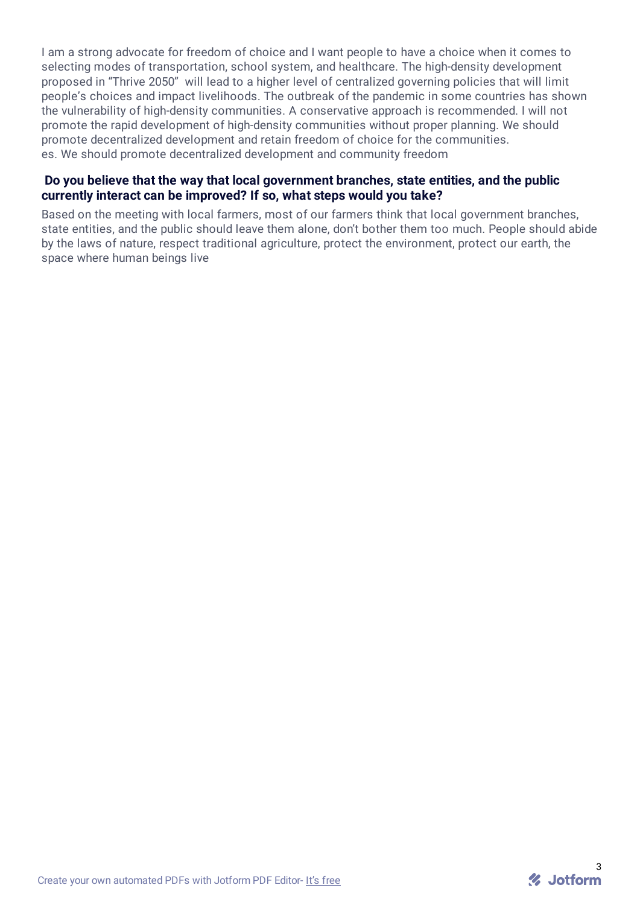I am a strong advocate for freedom of choice and I want people to have a choice when it comes to selecting modes of transportation, school system, and healthcare. The high-density development proposed in "Thrive 2050"  will lead to a higher level of centralized governing policies that will limit people's choices and impact livelihoods. The outbreak of the pandemic in some countries has shown the vulnerability of high-density communities. A conservative approach is recommended. I will not promote the rapid development of high-density communities without proper planning. We should promote decentralized development and retain freedom of choice for the communities.
es. We should promote decentralized development and community freedom

**Do you believe that the way that local government branches, state entities, and the public currently interact can be improved? If so, what steps would you take?**

Based on the meeting with local farmers, most of our farmers think that local government branches, state entities, and the public should leave them alone, don't bother them too much. People should abide by the laws of nature, respect traditional agriculture, protect the environment, protect our earth, the space where human beings live

Create your own automated PDFs with Jotform PDF Editor- It's free